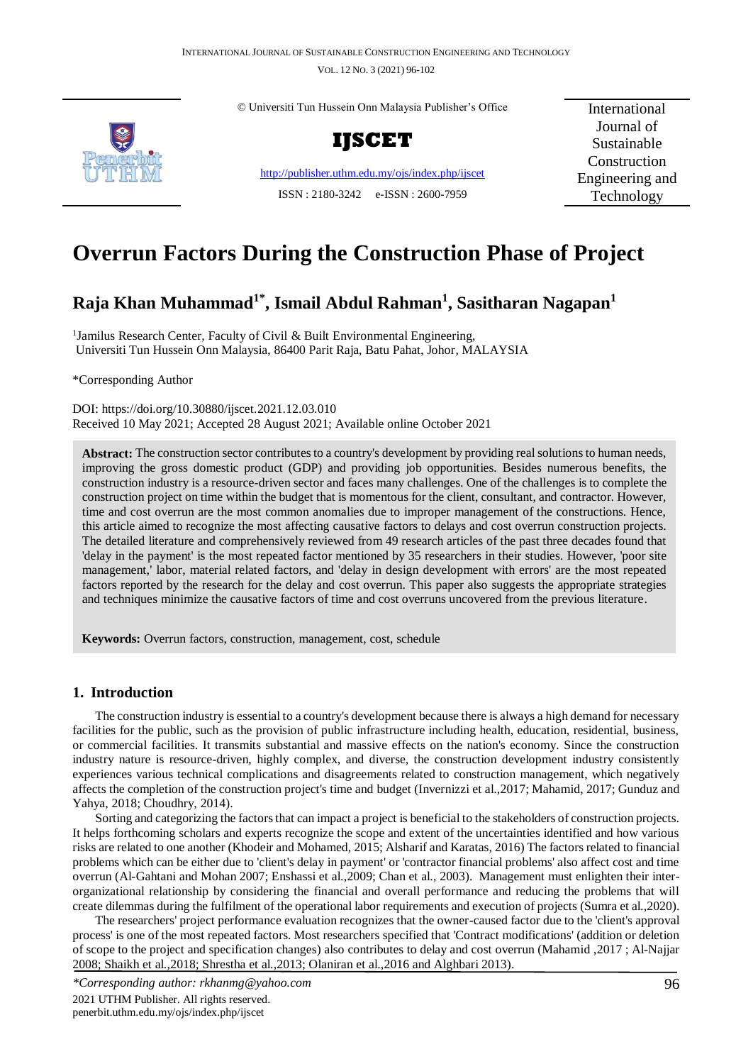© Universiti Tun Hussein Onn Malaysia Publisher's Office

**IJSCET**

http://publisher.uthm.edu.my/ojs/index.php/ijscet

ISSN : 2180-3242 e-ISSN : 2600-7959

International Journal of Sustainable Construction Engineering and Technology

# Overrun Factors During the Construction Phase of Project

**Raja Khan Muhammad[1*], Ismail Abdul Rahman[1], Sasitharan Nagapan[1]**

[1]Jamilus Research Center, Faculty of Civil & Built Environmental Engineering, Universiti Tun Hussein Onn Malaysia, 86400 Parit Raja, Batu Pahat, Johor, MALAYSIA

*Corresponding Author

DOI: https://doi.org/10.30880/ijscet.2021.12.03.010
Received 10 May 2021; Accepted 28 August 2021; Available online October 2021

**Abstract:** The construction sector contributes to a country's development by providing real solutions to human needs, improving the gross domestic product (GDP) and providing job opportunities. Besides numerous benefits, the construction industry is a resource-driven sector and faces many challenges. One of the challenges is to complete the construction project on time within the budget that is momentous for the client, consultant, and contractor. However, time and cost overrun are the most common anomalies due to improper management of the constructions. Hence, this article aimed to recognize the most affecting causative factors to delays and cost overrun construction projects. The detailed literature and comprehensively reviewed from 49 research articles of the past three decades found that 'delay in the payment' is the most repeated factor mentioned by 35 researchers in their studies. However, 'poor site management,' labor, material related factors, and 'delay in design development with errors' are the most repeated factors reported by the research for the delay and cost overrun. This paper also suggests the appropriate strategies and techniques minimize the causative factors of time and cost overruns uncovered from the previous literature.

**Keywords:** Overrun factors, construction, management, cost, schedule

## 1. Introduction

The construction industry is essential to a country's development because there is always a high demand for necessary facilities for the public, such as the provision of public infrastructure including health, education, residential, business, or commercial facilities. It transmits substantial and massive effects on the nation's economy. Since the construction industry nature is resource-driven, highly complex, and diverse, the construction development industry consistently experiences various technical complications and disagreements related to construction management, which negatively affects the completion of the construction project's time and budget (Invernizzi et al.,2017; Mahamid, 2017; Gunduz and Yahya, 2018; Choudhry, 2014).

Sorting and categorizing the factors that can impact a project is beneficial to the stakeholders of construction projects. It helps forthcoming scholars and experts recognize the scope and extent of the uncertainties identified and how various risks are related to one another (Khodeir and Mohamed, 2015; Alsharif and Karatas, 2016) The factors related to financial problems which can be either due to 'client's delay in payment' or 'contractor financial problems' also affect cost and time overrun (Al-Gahtani and Mohan 2007; Enshassi et al.,2009; Chan et al., 2003). Management must enlighten their inter-organizational relationship by considering the financial and overall performance and reducing the problems that will create dilemmas during the fulfilment of the operational labor requirements and execution of projects (Sumra et al.,2020).

The researchers' project performance evaluation recognizes that the owner-caused factor due to the 'client's approval process' is one of the most repeated factors. Most researchers specified that 'Contract modifications' (addition or deletion of scope to the project and specification changes) also contributes to delay and cost overrun (Mahamid ,2017 ; Al-Najjar 2008; Shaikh et al.,2018; Shrestha et al.,2013; Olaniran et al.,2016 and Alghbari 2013).

*Corresponding author: rkhanmg@yahoo.com
2021 UTHM Publisher. All rights reserved.
penerbit.uthm.edu.my/ojs/index.php/ijscet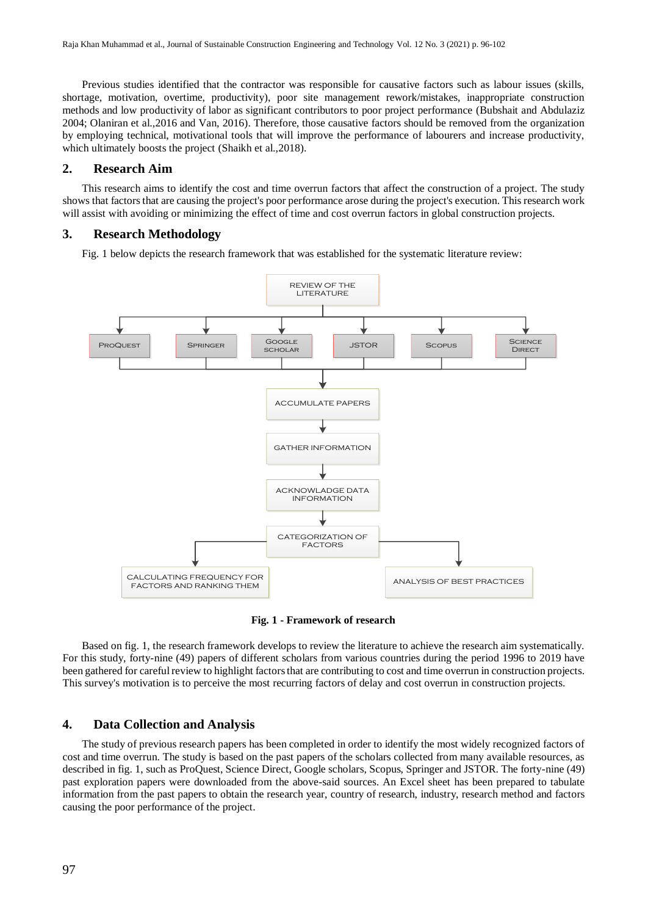Previous studies identified that the contractor was responsible for causative factors such as labour issues (skills, shortage, motivation, overtime, productivity), poor site management rework/mistakes, inappropriate construction methods and low productivity of labor as significant contributors to poor project performance (Bubshait and Abdulaziz 2004; Olaniran et al.,2016 and Van, 2016). Therefore, those causative factors should be removed from the organization by employing technical, motivational tools that will improve the performance of labourers and increase productivity, which ultimately boosts the project (Shaikh et al.,2018).

## 2. Research Aim

This research aims to identify the cost and time overrun factors that affect the construction of a project. The study shows that factors that are causing the project's poor performance arose during the project's execution. This research work will assist with avoiding or minimizing the effect of time and cost overrun factors in global construction projects.

## 3. Research Methodology

Fig. 1 below depicts the research framework that was established for the systematic literature review:

REVIEW OF THE LITERATURE → ProQuest, Springer, Google Scholar, JSTOR, Scopus, Science Direct → ACCUMULATE PAPERS → GATHER INFORMATION → ACKNOWLADGE DATA INFORMATION → CATEGORIZATION OF FACTORS → CALCULATING FREQUENCY FOR FACTORS AND RANKING THEM; ANALYSIS OF BEST PRACTICES

**Fig. 1 - Framework of research**

Based on fig. 1, the research framework develops to review the literature to achieve the research aim systematically. For this study, forty-nine (49) papers of different scholars from various countries during the period 1996 to 2019 have been gathered for careful review to highlight factors that are contributing to cost and time overrun in construction projects. This survey's motivation is to perceive the most recurring factors of delay and cost overrun in construction projects.

## 4. Data Collection and Analysis

The study of previous research papers has been completed in order to identify the most widely recognized factors of cost and time overrun. The study is based on the past papers of the scholars collected from many available resources, as described in fig. 1, such as ProQuest, Science Direct, Google scholars, Scopus, Springer and JSTOR. The forty-nine (49) past exploration papers were downloaded from the above-said sources. An Excel sheet has been prepared to tabulate information from the past papers to obtain the research year, country of research, industry, research method and factors causing the poor performance of the project.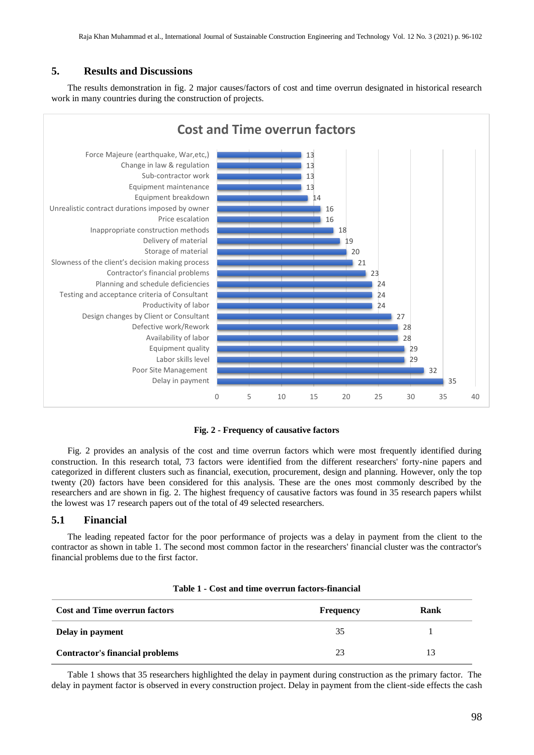## 5. Results and Discussions

The results demonstration in fig. 2 major causes/factors of cost and time overrun designated in historical research work in many countries during the construction of projects.

**Fig. 2 - Frequency of causative factors**

Fig. 2 provides an analysis of the cost and time overrun factors which were most frequently identified during construction. In this research total, 73 factors were identified from the different researchers' forty-nine papers and categorized in different clusters such as financial, execution, procurement, design and planning. However, only the top twenty (20) factors have been considered for this analysis. These are the ones most commonly described by the researchers and are shown in fig. 2. The highest frequency of causative factors was found in 35 research papers whilst the lowest was 17 research papers out of the total of 49 selected researchers.

### 5.1 Financial

The leading repeated factor for the poor performance of projects was a delay in payment from the client to the contractor as shown in table 1. The second most common factor in the researchers' financial cluster was the contractor's financial problems due to the first factor.

**Table 1 - Cost and time overrun factors-financial**

| Cost and Time overrun factors | Frequency | Rank |
|---|---|---|
| **Delay in payment** | 35 | 1 |
| **Contractor's financial problems** | 23 | 13 |

Table 1 shows that 35 researchers highlighted the delay in payment during construction as the primary factor. The delay in payment factor is observed in every construction project. Delay in payment from the client-side effects the cash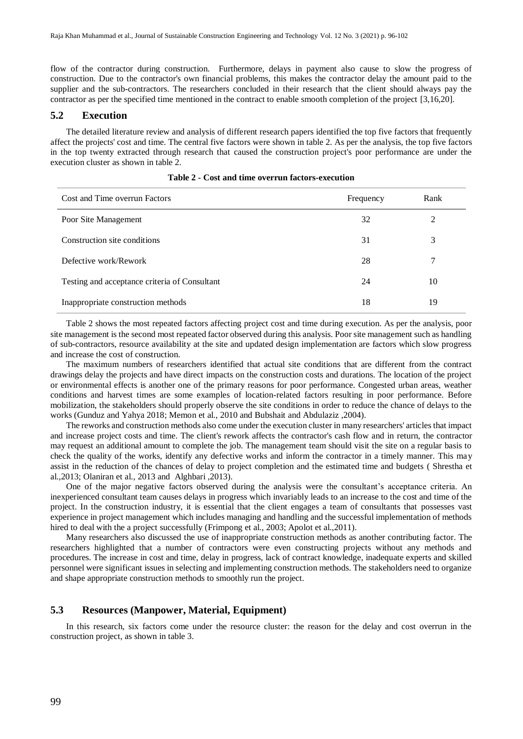flow of the contractor during construction. Furthermore, delays in payment also cause to slow the progress of construction. Due to the contractor's own financial problems, this makes the contractor delay the amount paid to the supplier and the sub-contractors. The researchers concluded in their research that the client should always pay the contractor as per the specified time mentioned in the contract to enable smooth completion of the project [3,16,20].

## 5.2 Execution

The detailed literature review and analysis of different research papers identified the top five factors that frequently affect the projects' cost and time. The central five factors were shown in table 2. As per the analysis, the top five factors in the top twenty extracted through research that caused the construction project's poor performance are under the execution cluster as shown in table 2.

**Table 2 - Cost and time overrun factors-execution**

| Cost and Time overrun Factors | Frequency | Rank |
|---|---|---|
| Poor Site Management | 32 | 2 |
| Construction site conditions | 31 | 3 |
| Defective work/Rework | 28 | 7 |
| Testing and acceptance criteria of Consultant | 24 | 10 |
| Inappropriate construction methods | 18 | 19 |

Table 2 shows the most repeated factors affecting project cost and time during execution. As per the analysis, poor site management is the second most repeated factor observed during this analysis. Poor site management such as handling of sub-contractors, resource availability at the site and updated design implementation are factors which slow progress and increase the cost of construction.

The maximum numbers of researchers identified that actual site conditions that are different from the contract drawings delay the projects and have direct impacts on the construction costs and durations. The location of the project or environmental effects is another one of the primary reasons for poor performance. Congested urban areas, weather conditions and harvest times are some examples of location-related factors resulting in poor performance. Before mobilization, the stakeholders should properly observe the site conditions in order to reduce the chance of delays to the works (Gunduz and Yahya 2018; Memon et al., 2010 and Bubshait and Abdulaziz ,2004).

The reworks and construction methods also come under the execution cluster in many researchers' articles that impact and increase project costs and time. The client's rework affects the contractor's cash flow and in return, the contractor may request an additional amount to complete the job. The management team should visit the site on a regular basis to check the quality of the works, identify any defective works and inform the contractor in a timely manner. This may assist in the reduction of the chances of delay to project completion and the estimated time and budgets ( Shrestha et al.,2013; Olaniran et al., 2013 and Alghbari ,2013).

One of the major negative factors observed during the analysis were the consultant's acceptance criteria. An inexperienced consultant team causes delays in progress which invariably leads to an increase to the cost and time of the project. In the construction industry, it is essential that the client engages a team of consultants that possesses vast experience in project management which includes managing and handling and the successful implementation of methods hired to deal with the a project successfully (Frimpong et al., 2003; Apolot et al.,2011).

Many researchers also discussed the use of inappropriate construction methods as another contributing factor. The researchers highlighted that a number of contractors were even constructing projects without any methods and procedures. The increase in cost and time, delay in progress, lack of contract knowledge, inadequate experts and skilled personnel were significant issues in selecting and implementing construction methods. The stakeholders need to organize and shape appropriate construction methods to smoothly run the project.

## 5.3 Resources (Manpower, Material, Equipment)

In this research, six factors come under the resource cluster: the reason for the delay and cost overrun in the construction project, as shown in table 3.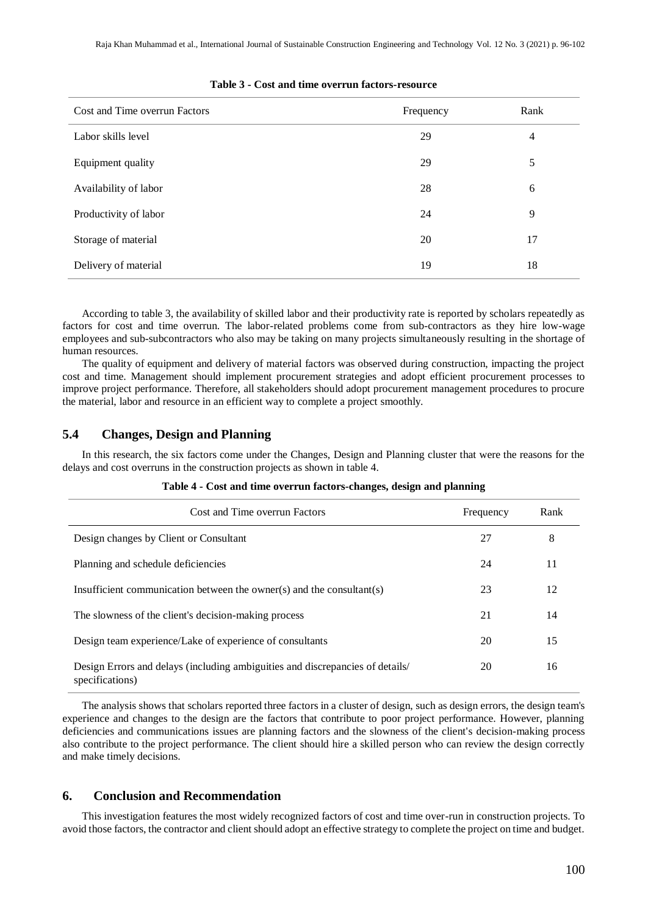**Table 3 - Cost and time overrun factors-resource**

| Cost and Time overrun Factors | Frequency | Rank |
| --- | --- | --- |
| Labor skills level | 29 | 4 |
| Equipment quality | 29 | 5 |
| Availability of labor | 28 | 6 |
| Productivity of labor | 24 | 9 |
| Storage of material | 20 | 17 |
| Delivery of material | 19 | 18 |

According to table 3, the availability of skilled labor and their productivity rate is reported by scholars repeatedly as factors for cost and time overrun. The labor-related problems come from sub-contractors as they hire low-wage employees and sub-subcontractors who also may be taking on many projects simultaneously resulting in the shortage of human resources.

The quality of equipment and delivery of material factors was observed during construction, impacting the project cost and time. Management should implement procurement strategies and adopt efficient procurement processes to improve project performance. Therefore, all stakeholders should adopt procurement management procedures to procure the material, labor and resource in an efficient way to complete a project smoothly.

## 5.4 Changes, Design and Planning

In this research, the six factors come under the Changes, Design and Planning cluster that were the reasons for the delays and cost overruns in the construction projects as shown in table 4.

**Table 4 - Cost and time overrun factors-changes, design and planning**

| Cost and Time overrun Factors | Frequency | Rank |
| --- | --- | --- |
| Design changes by Client or Consultant | 27 | 8 |
| Planning and schedule deficiencies | 24 | 11 |
| Insufficient communication between the owner(s) and the consultant(s) | 23 | 12 |
| The slowness of the client's decision-making process | 21 | 14 |
| Design team experience/Lake of experience of consultants | 20 | 15 |
| Design Errors and delays (including ambiguities and discrepancies of details/ specifications) | 20 | 16 |

The analysis shows that scholars reported three factors in a cluster of design, such as design errors, the design team's experience and changes to the design are the factors that contribute to poor project performance. However, planning deficiencies and communications issues are planning factors and the slowness of the client's decision-making process also contribute to the project performance. The client should hire a skilled person who can review the design correctly and make timely decisions.

## 6. Conclusion and Recommendation

This investigation features the most widely recognized factors of cost and time over-run in construction projects. To avoid those factors, the contractor and client should adopt an effective strategy to complete the project on time and budget.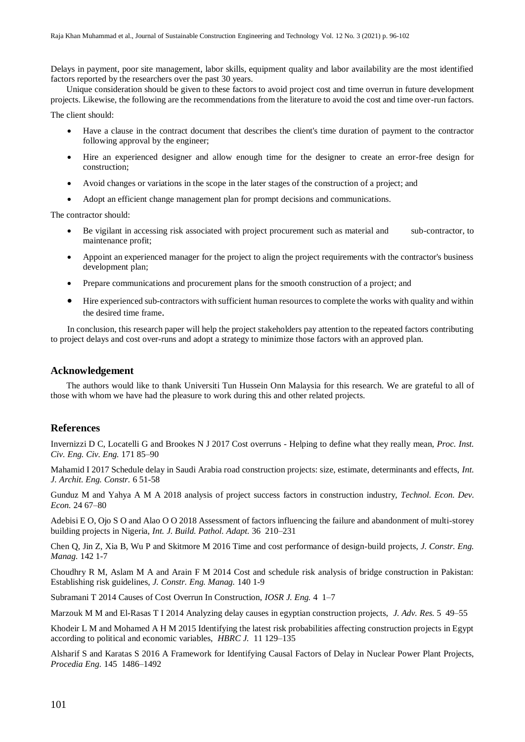Delays in payment, poor site management, labor skills, equipment quality and labor availability are the most identified factors reported by the researchers over the past 30 years.

Unique consideration should be given to these factors to avoid project cost and time overrun in future development projects. Likewise, the following are the recommendations from the literature to avoid the cost and time over-run factors.

The client should:

- Have a clause in the contract document that describes the client's time duration of payment to the contractor following approval by the engineer;
- Hire an experienced designer and allow enough time for the designer to create an error-free design for construction;
- Avoid changes or variations in the scope in the later stages of the construction of a project; and
- Adopt an efficient change management plan for prompt decisions and communications.

The contractor should:

- Be vigilant in accessing risk associated with project procurement such as material and sub-contractor, to maintenance profit;
- Appoint an experienced manager for the project to align the project requirements with the contractor's business development plan;
- Prepare communications and procurement plans for the smooth construction of a project; and
- Hire experienced sub-contractors with sufficient human resources to complete the works with quality and within the desired time frame.

In conclusion, this research paper will help the project stakeholders pay attention to the repeated factors contributing to project delays and cost over-runs and adopt a strategy to minimize those factors with an approved plan.

## Acknowledgement

The authors would like to thank Universiti Tun Hussein Onn Malaysia for this research. We are grateful to all of those with whom we have had the pleasure to work during this and other related projects.

## References

Invernizzi D C, Locatelli G and Brookes N J 2017 Cost overruns - Helping to define what they really mean, *Proc. Inst. Civ. Eng. Civ. Eng.* 171 85–90

Mahamid I 2017 Schedule delay in Saudi Arabia road construction projects: size, estimate, determinants and effects, *Int. J. Archit. Eng. Constr.* 6 51-58

Gunduz M and Yahya A M A 2018 analysis of project success factors in construction industry, *Technol. Econ. Dev. Econ.* 24 67–80

Adebisi E O, Ojo S O and Alao O O 2018 Assessment of factors influencing the failure and abandonment of multi-storey building projects in Nigeria, *Int. J. Build. Pathol. Adapt.* 36 210–231

Chen Q, Jin Z, Xia B, Wu P and Skitmore M 2016 Time and cost performance of design-build projects, *J. Constr. Eng. Manag.* 142 1-7

Choudhry R M, Aslam M A and Arain F M 2014 Cost and schedule risk analysis of bridge construction in Pakistan: Establishing risk guidelines, *J. Constr. Eng. Manag.* 140 1-9

Subramani T 2014 Causes of Cost Overrun In Construction, *IOSR J. Eng.* 4 1–7

Marzouk M M and El-Rasas T I 2014 Analyzing delay causes in egyptian construction projects, *J. Adv. Res.* 5 49–55

Khodeir L M and Mohamed A H M 2015 Identifying the latest risk probabilities affecting construction projects in Egypt according to political and economic variables, *HBRC J.* 11 129–135

Alsharif S and Karatas S 2016 A Framework for Identifying Causal Factors of Delay in Nuclear Power Plant Projects, *Procedia Eng.* 145 1486–1492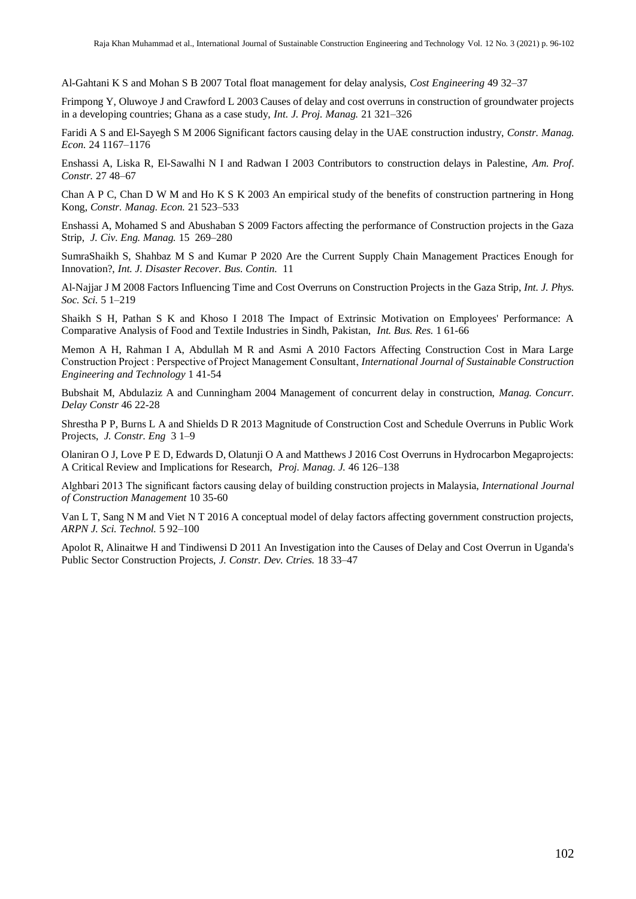Al-Gahtani K S and Mohan S B 2007 Total float management for delay analysis, *Cost Engineering* 49 32–37

Frimpong Y, Oluwoye J and Crawford L 2003 Causes of delay and cost overruns in construction of groundwater projects in a developing countries; Ghana as a case study, *Int. J. Proj. Manag.* 21 321–326

Faridi A S and El-Sayegh S M 2006 Significant factors causing delay in the UAE construction industry, *Constr. Manag. Econ.* 24 1167–1176

Enshassi A, Liska R, El-Sawalhi N I and Radwan I 2003 Contributors to construction delays in Palestine, *Am. Prof. Constr.* 27 48–67

Chan A P C, Chan D W M and Ho K S K 2003 An empirical study of the benefits of construction partnering in Hong Kong, *Constr. Manag. Econ.* 21 523–533

Enshassi A, Mohamed S and Abushaban S 2009 Factors affecting the performance of Construction projects in the Gaza Strip, *J. Civ. Eng. Manag.* 15 269–280

SumraShaikh S, Shahbaz M S and Kumar P 2020 Are the Current Supply Chain Management Practices Enough for Innovation?, *Int. J. Disaster Recover. Bus. Contin.* 11

Al-Najjar J M 2008 Factors Influencing Time and Cost Overruns on Construction Projects in the Gaza Strip, *Int. J. Phys. Soc. Sci.* 5 1–219

Shaikh S H, Pathan S K and Khoso I 2018 The Impact of Extrinsic Motivation on Employees' Performance: A Comparative Analysis of Food and Textile Industries in Sindh, Pakistan, *Int. Bus. Res.* 1 61-66

Memon A H, Rahman I A, Abdullah M R and Asmi A 2010 Factors Affecting Construction Cost in Mara Large Construction Project : Perspective of Project Management Consultant, *International Journal of Sustainable Construction Engineering and Technology* 1 41-54

Bubshait M, Abdulaziz A and Cunningham 2004 Management of concurrent delay in construction, *Manag. Concurr. Delay Constr* 46 22-28

Shrestha P P, Burns L A and Shields D R 2013 Magnitude of Construction Cost and Schedule Overruns in Public Work Projects, *J. Constr. Eng* 3 1–9

Olaniran O J, Love P E D, Edwards D, Olatunji O A and Matthews J 2016 Cost Overruns in Hydrocarbon Megaprojects: A Critical Review and Implications for Research, *Proj. Manag. J.* 46 126–138

Alghbari 2013 The significant factors causing delay of building construction projects in Malaysia, *International Journal of Construction Management* 10 35-60

Van L T, Sang N M and Viet N T 2016 A conceptual model of delay factors affecting government construction projects, *ARPN J. Sci. Technol.* 5 92–100

Apolot R, Alinaitwe H and Tindiwensi D 2011 An Investigation into the Causes of Delay and Cost Overrun in Uganda's Public Sector Construction Projects, *J. Constr. Dev. Ctries.* 18 33–47